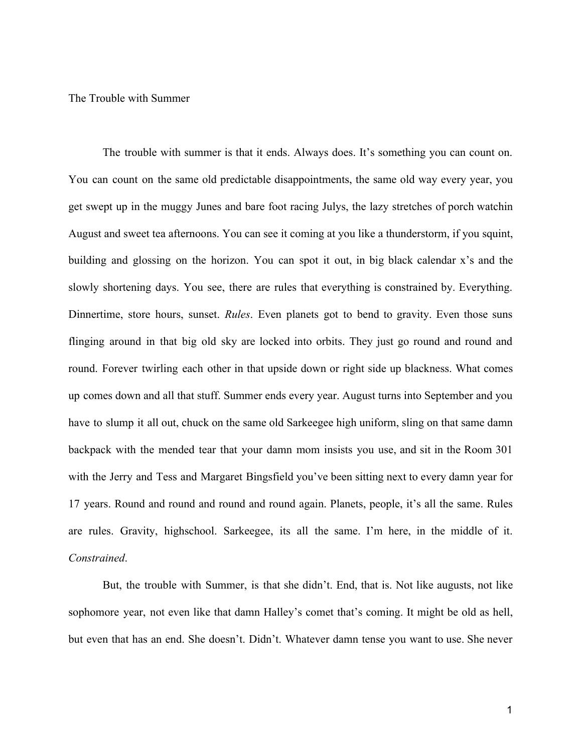# The Trouble with Summer

The trouble with summer is that it ends. Always does. It's something you can count on. You can count on the same old predictable disappointments, the same old way every year, you get swept up in the muggy Junes and bare foot racing Julys, the lazy stretches of porch watchin August and sweet tea afternoons. You can see it coming at you like a thunderstorm, if you squint, building and glossing on the horizon. You can spot it out, in big black calendar x's and the slowly shortening days. You see, there are rules that everything is constrained by. Everything. Dinnertime, store hours, sunset. *Rules*. Even planets got to bend to gravity. Even those suns flinging around in that big old sky are locked into orbits. They just go round and round and round. Forever twirling each other in that upside down or right side up blackness. What comes up comes down and all that stuff. Summer ends every year. August turns into September and you have to slump it all out, chuck on the same old Sarkeegee high uniform, sling on that same damn backpack with the mended tear that your damn mom insists you use, and sit in the Room 301 with the Jerry and Tess and Margaret Bingsfield you've been sitting next to every damn year for 17 years. Round and round and round and round again. Planets, people, it's all the same. Rules are rules. Gravity, highschool. Sarkeegee, its all the same. I'm here, in the middle of it. *Constrained*.

But, the trouble with Summer, is that she didn't. End, that is. Not like augusts, not like sophomore year, not even like that damn Halley's comet that's coming. It might be old as hell, but even that has an end. She doesn't. Didn't. Whatever damn tense you want to use. She never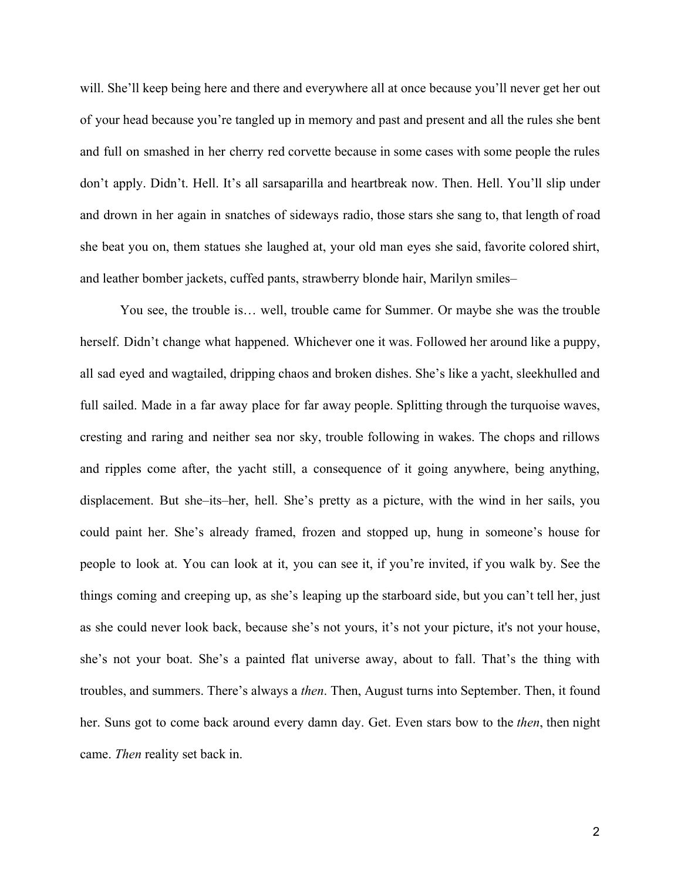will. She’ll keep being here and there and everywhere all at once because you’ll never get her out of your head because you’re tangled up in memory and past and present and all the rules she bent and full on smashed in her cherry red corvette because in some cases with some people the rules don’t apply. Didn’t. Hell. It’s all sarsaparilla and heartbreak now. Then. Hell. You’ll slip under and drown in her again in snatches of sideways radio, those stars she sang to, that length of road she beat you on, them statues she laughed at, your old man eyes she said, favorite colored shirt, and leather bomber jackets, cuffed pants, strawberry blonde hair, Marilyn smiles–

You see, the trouble is… well, trouble came for Summer. Or maybe she was the trouble herself. Didn’t change what happened. Whichever one it was. Followed her around like a puppy, all sad eyed and wagtailed, dripping chaos and broken dishes. She’s like a yacht, sleekhulled and full sailed. Made in a far away place for far away people. Splitting through the turquoise waves, cresting and raring and neither sea nor sky, trouble following in wakes. The chops and rillows and ripples come after, the yacht still, a consequence of it going anywhere, being anything, displacement. But she–its–her, hell. She’s pretty as a picture, with the wind in her sails, you could paint her. She’s already framed, frozen and stopped up, hung in someone’s house for people to look at. You can look at it, you can see it, if you’re invited, if you walk by. See the things coming and creeping up, as she’s leaping up the starboard side, but you can’t tell her, just as she could never look back, because she’s not yours, it’s not your picture, it's not your house, she’s not your boat. She’s a painted flat universe away, about to fall. That’s the thing with troubles, and summers. There’s always a *then*. Then, August turns into September. Then, it found her. Suns got to come back around every damn day. Get. Even stars bow to the *then*, then night came. *Then* reality set back in.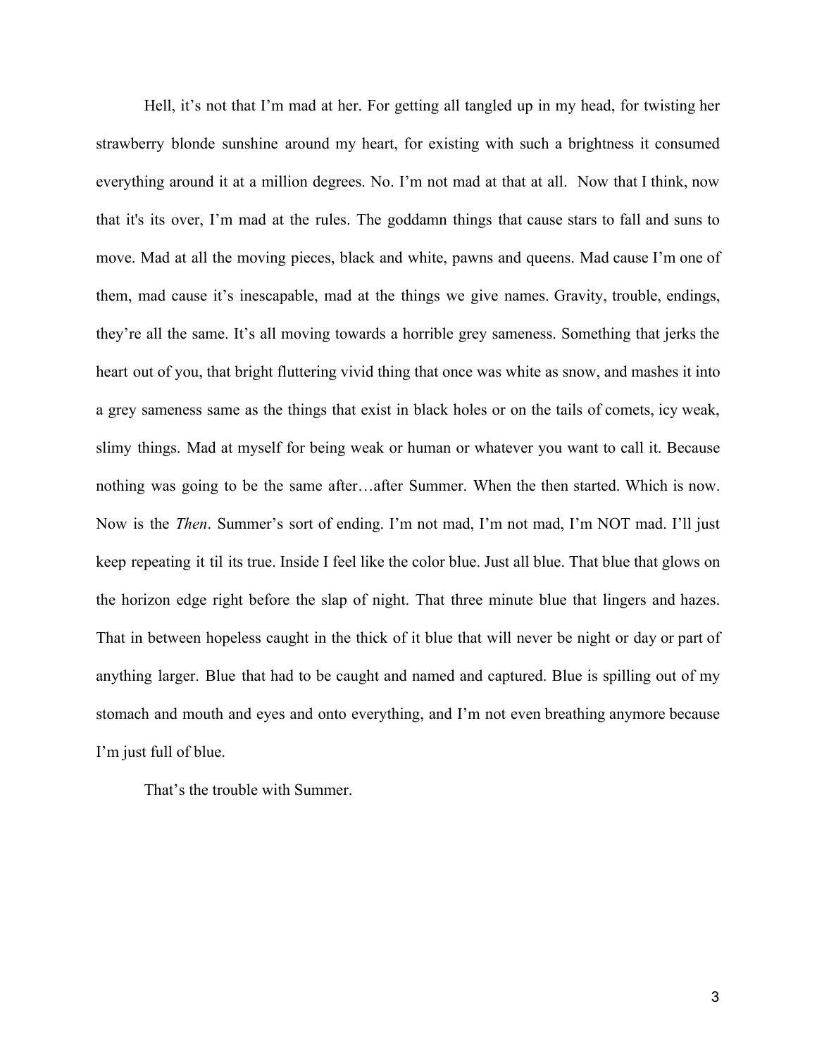Hell, it's not that I'm mad at her. For getting all tangled up in my head, for twisting her strawberry blonde sunshine around my heart, for existing with such a brightness it consumed everything around it at a million degrees. No. I'm not mad at that at all.  Now that I think, now that it's its over, I'm mad at the rules. The goddamn things that cause stars to fall and suns to move. Mad at all the moving pieces, black and white, pawns and queens. Mad cause I'm one of them, mad cause it's inescapable, mad at the things we give names. Gravity, trouble, endings, they're all the same. It's all moving towards a horrible grey sameness. Something that jerks the heart out of you, that bright fluttering vivid thing that once was white as snow, and mashes it into a grey sameness same as the things that exist in black holes or on the tails of comets, icy weak, slimy things. Mad at myself for being weak or human or whatever you want to call it. Because nothing was going to be the same after…after Summer. When the then started. Which is now. Now is the *Then*. Summer's sort of ending. I'm not mad, I'm not mad, I'm NOT mad. I'll just keep repeating it til its true. Inside I feel like the color blue. Just all blue. That blue that glows on the horizon edge right before the slap of night. That three minute blue that lingers and hazes. That in between hopeless caught in the thick of it blue that will never be night or day or part of anything larger. Blue that had to be caught and named and captured. Blue is spilling out of my stomach and mouth and eyes and onto everything, and I'm not even breathing anymore because I'm just full of blue.

That's the trouble with Summer.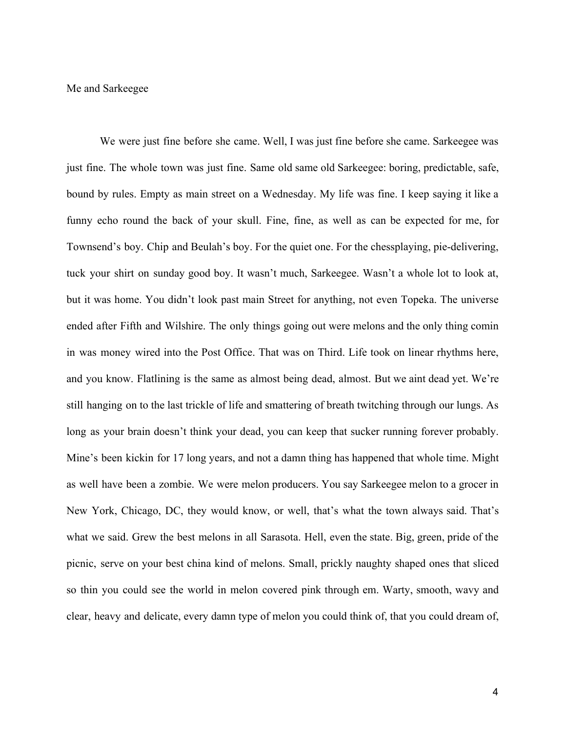Me and Sarkeegee

We were just fine before she came. Well, I was just fine before she came. Sarkeegee was just fine. The whole town was just fine. Same old same old Sarkeegee: boring, predictable, safe, bound by rules. Empty as main street on a Wednesday. My life was fine. I keep saying it like a funny echo round the back of your skull. Fine, fine, as well as can be expected for me, for Townsend's boy. Chip and Beulah's boy. For the quiet one. For the chessplaying, pie-delivering, tuck your shirt on sunday good boy. It wasn't much, Sarkeegee. Wasn't a whole lot to look at, but it was home. You didn't look past main Street for anything, not even Topeka. The universe ended after Fifth and Wilshire. The only things going out were melons and the only thing comin in was money wired into the Post Office. That was on Third. Life took on linear rhythms here, and you know. Flatlining is the same as almost being dead, almost. But we aint dead yet. We're still hanging on to the last trickle of life and smattering of breath twitching through our lungs. As long as your brain doesn't think your dead, you can keep that sucker running forever probably. Mine's been kickin for 17 long years, and not a damn thing has happened that whole time. Might as well have been a zombie. We were melon producers. You say Sarkeegee melon to a grocer in New York, Chicago, DC, they would know, or well, that's what the town always said. That's what we said. Grew the best melons in all Sarasota. Hell, even the state. Big, green, pride of the picnic, serve on your best china kind of melons. Small, prickly naughty shaped ones that sliced so thin you could see the world in melon covered pink through em. Warty, smooth, wavy and clear, heavy and delicate, every damn type of melon you could think of, that you could dream of,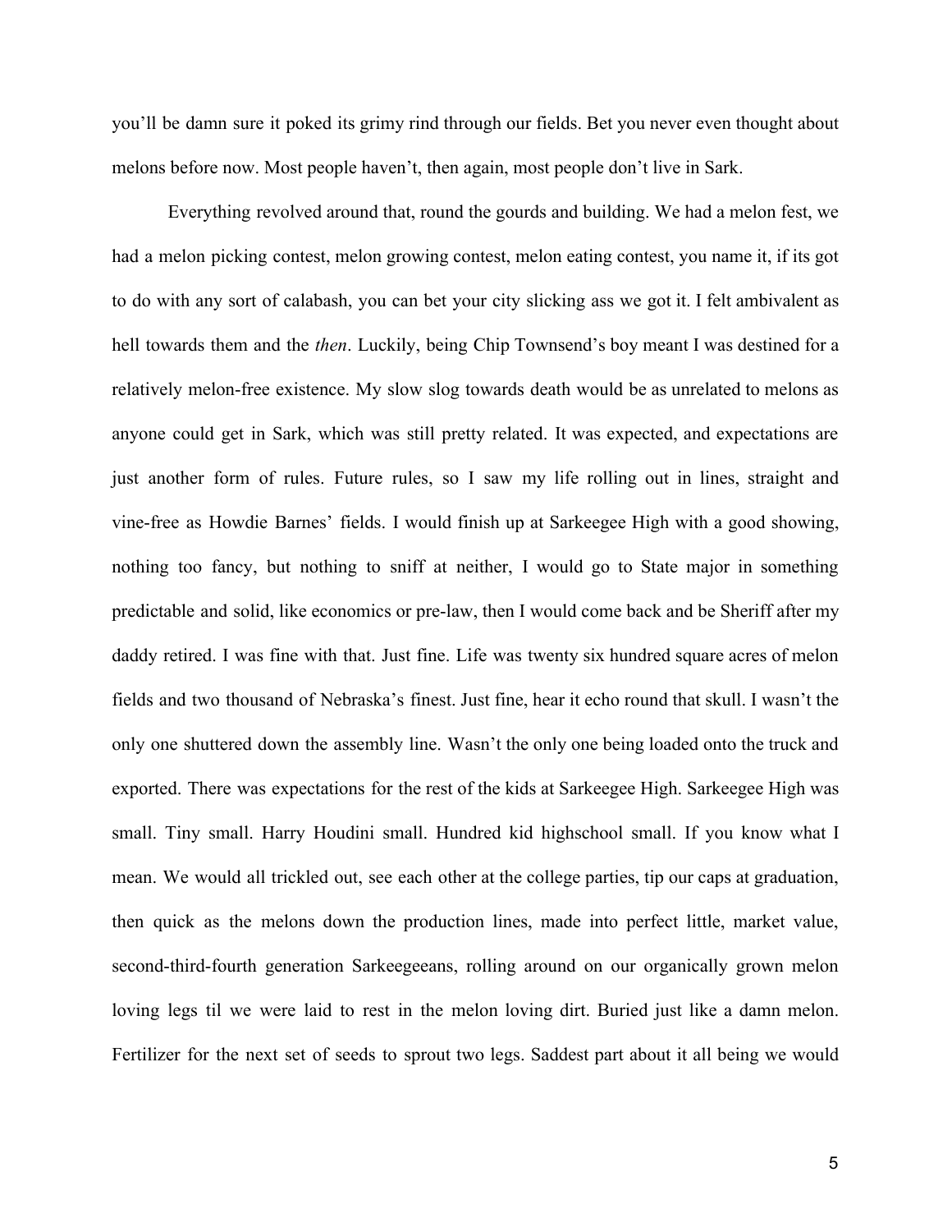you'll be damn sure it poked its grimy rind through our fields. Bet you never even thought about melons before now. Most people haven't, then again, most people don't live in Sark.

Everything revolved around that, round the gourds and building. We had a melon fest, we had a melon picking contest, melon growing contest, melon eating contest, you name it, if its got to do with any sort of calabash, you can bet your city slicking ass we got it. I felt ambivalent as hell towards them and the *then*. Luckily, being Chip Townsend's boy meant I was destined for a relatively melon-free existence. My slow slog towards death would be as unrelated to melons as anyone could get in Sark, which was still pretty related. It was expected, and expectations are just another form of rules. Future rules, so I saw my life rolling out in lines, straight and vine-free as Howdie Barnes' fields. I would finish up at Sarkeegee High with a good showing, nothing too fancy, but nothing to sniff at neither, I would go to State major in something predictable and solid, like economics or pre-law, then I would come back and be Sheriff after my daddy retired. I was fine with that. Just fine. Life was twenty six hundred square acres of melon fields and two thousand of Nebraska's finest. Just fine, hear it echo round that skull. I wasn't the only one shuttered down the assembly line. Wasn't the only one being loaded onto the truck and exported. There was expectations for the rest of the kids at Sarkeegee High. Sarkeegee High was small. Tiny small. Harry Houdini small. Hundred kid highschool small. If you know what I mean. We would all trickled out, see each other at the college parties, tip our caps at graduation, then quick as the melons down the production lines, made into perfect little, market value, second-third-fourth generation Sarkeegeeans, rolling around on our organically grown melon loving legs til we were laid to rest in the melon loving dirt. Buried just like a damn melon. Fertilizer for the next set of seeds to sprout two legs. Saddest part about it all being we would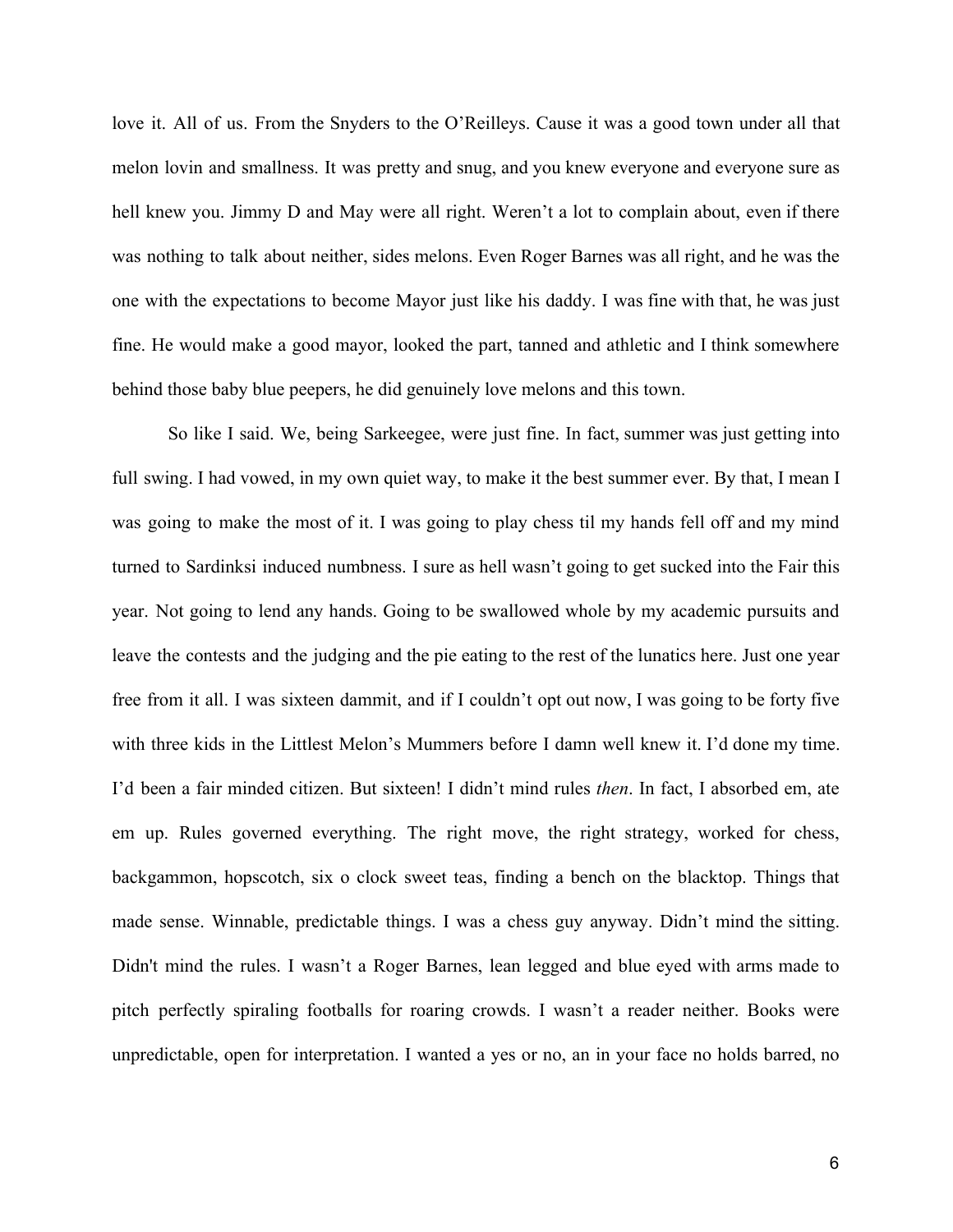love it. All of us. From the Snyders to the O'Reilleys. Cause it was a good town under all that melon lovin and smallness. It was pretty and snug, and you knew everyone and everyone sure as hell knew you. Jimmy D and May were all right. Weren't a lot to complain about, even if there was nothing to talk about neither, sides melons. Even Roger Barnes was all right, and he was the one with the expectations to become Mayor just like his daddy. I was fine with that, he was just fine. He would make a good mayor, looked the part, tanned and athletic and I think somewhere behind those baby blue peepers, he did genuinely love melons and this town.

So like I said. We, being Sarkeegee, were just fine. In fact, summer was just getting into full swing. I had vowed, in my own quiet way, to make it the best summer ever. By that, I mean I was going to make the most of it. I was going to play chess til my hands fell off and my mind turned to Sardinksi induced numbness. I sure as hell wasn't going to get sucked into the Fair this year. Not going to lend any hands. Going to be swallowed whole by my academic pursuits and leave the contests and the judging and the pie eating to the rest of the lunatics here. Just one year free from it all. I was sixteen dammit, and if I couldn't opt out now, I was going to be forty five with three kids in the Littlest Melon's Mummers before I damn well knew it. I'd done my time. I'd been a fair minded citizen. But sixteen! I didn't mind rules *then*. In fact, I absorbed em, ate em up. Rules governed everything. The right move, the right strategy, worked for chess, backgammon, hopscotch, six o clock sweet teas, finding a bench on the blacktop. Things that made sense. Winnable, predictable things. I was a chess guy anyway. Didn't mind the sitting. Didn't mind the rules. I wasn't a Roger Barnes, lean legged and blue eyed with arms made to pitch perfectly spiraling footballs for roaring crowds. I wasn't a reader neither. Books were unpredictable, open for interpretation. I wanted a yes or no, an in your face no holds barred, no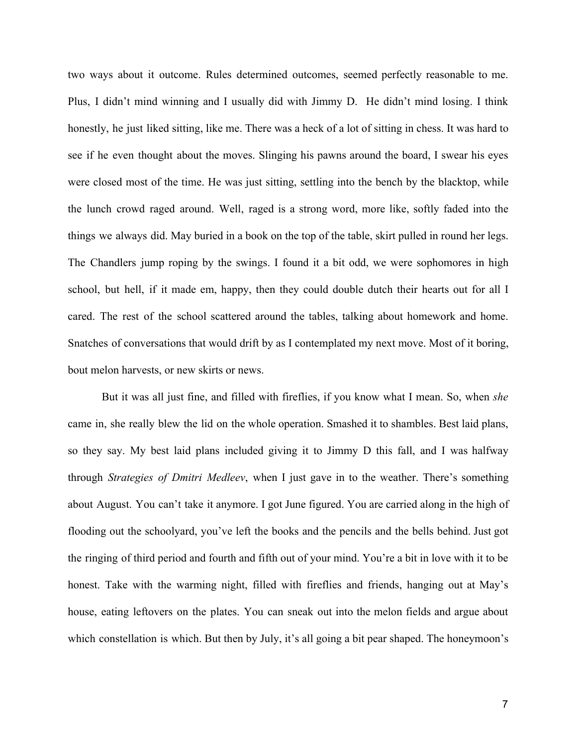two ways about it outcome. Rules determined outcomes, seemed perfectly reasonable to me. Plus, I didn't mind winning and I usually did with Jimmy D. He didn't mind losing. I think honestly, he just liked sitting, like me. There was a heck of a lot of sitting in chess. It was hard to see if he even thought about the moves. Slinging his pawns around the board, I swear his eyes were closed most of the time. He was just sitting, settling into the bench by the blacktop, while the lunch crowd raged around. Well, raged is a strong word, more like, softly faded into the things we always did. May buried in a book on the top of the table, skirt pulled in round her legs. The Chandlers jump roping by the swings. I found it a bit odd, we were sophomores in high school, but hell, if it made em, happy, then they could double dutch their hearts out for all I cared. The rest of the school scattered around the tables, talking about homework and home. Snatches of conversations that would drift by as I contemplated my next move. Most of it boring, bout melon harvests, or new skirts or news.

But it was all just fine, and filled with fireflies, if you know what I mean. So, when *she* came in, she really blew the lid on the whole operation. Smashed it to shambles. Best laid plans, so they say. My best laid plans included giving it to Jimmy D this fall, and I was halfway through *Strategies of Dmitri Medleev*, when I just gave in to the weather. There's something about August. You can't take it anymore. I got June figured. You are carried along in the high of flooding out the schoolyard, you've left the books and the pencils and the bells behind. Just got the ringing of third period and fourth and fifth out of your mind. You're a bit in love with it to be honest. Take with the warming night, filled with fireflies and friends, hanging out at May's house, eating leftovers on the plates. You can sneak out into the melon fields and argue about which constellation is which. But then by July, it's all going a bit pear shaped. The honeymoon's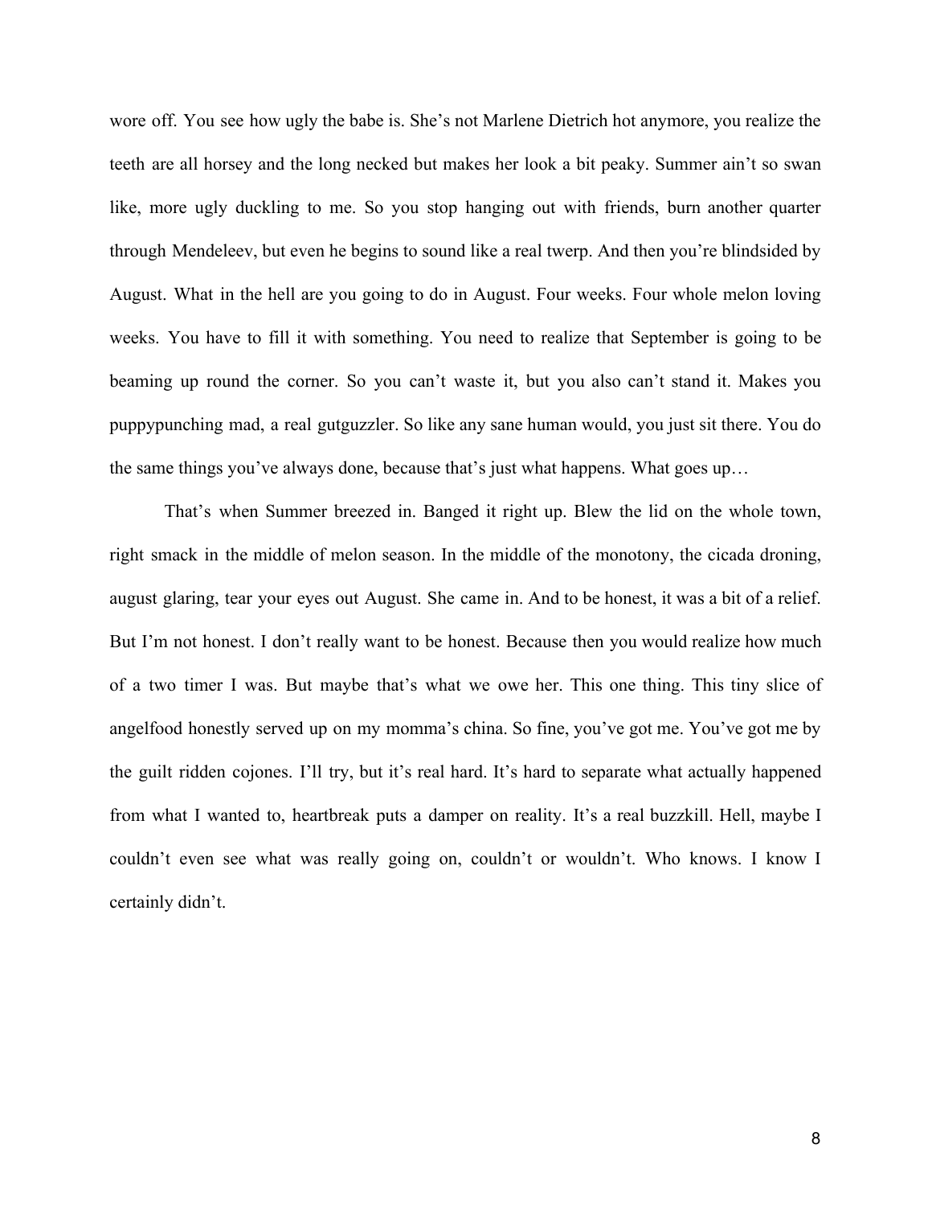wore off. You see how ugly the babe is. She's not Marlene Dietrich hot anymore, you realize the teeth are all horsey and the long necked but makes her look a bit peaky. Summer ain't so swan like, more ugly duckling to me. So you stop hanging out with friends, burn another quarter through Mendeleev, but even he begins to sound like a real twerp. And then you're blindsided by August. What in the hell are you going to do in August. Four weeks. Four whole melon loving weeks. You have to fill it with something. You need to realize that September is going to be beaming up round the corner. So you can't waste it, but you also can't stand it. Makes you puppypunching mad, a real gutguzzler. So like any sane human would, you just sit there. You do the same things you've always done, because that's just what happens. What goes up…

That's when Summer breezed in. Banged it right up. Blew the lid on the whole town, right smack in the middle of melon season. In the middle of the monotony, the cicada droning, august glaring, tear your eyes out August. She came in. And to be honest, it was a bit of a relief. But I'm not honest. I don't really want to be honest. Because then you would realize how much of a two timer I was. But maybe that's what we owe her. This one thing. This tiny slice of angelfood honestly served up on my momma's china. So fine, you've got me. You've got me by the guilt ridden cojones. I'll try, but it's real hard. It's hard to separate what actually happened from what I wanted to, heartbreak puts a damper on reality. It's a real buzzkill. Hell, maybe I couldn't even see what was really going on, couldn't or wouldn't. Who knows. I know I certainly didn't.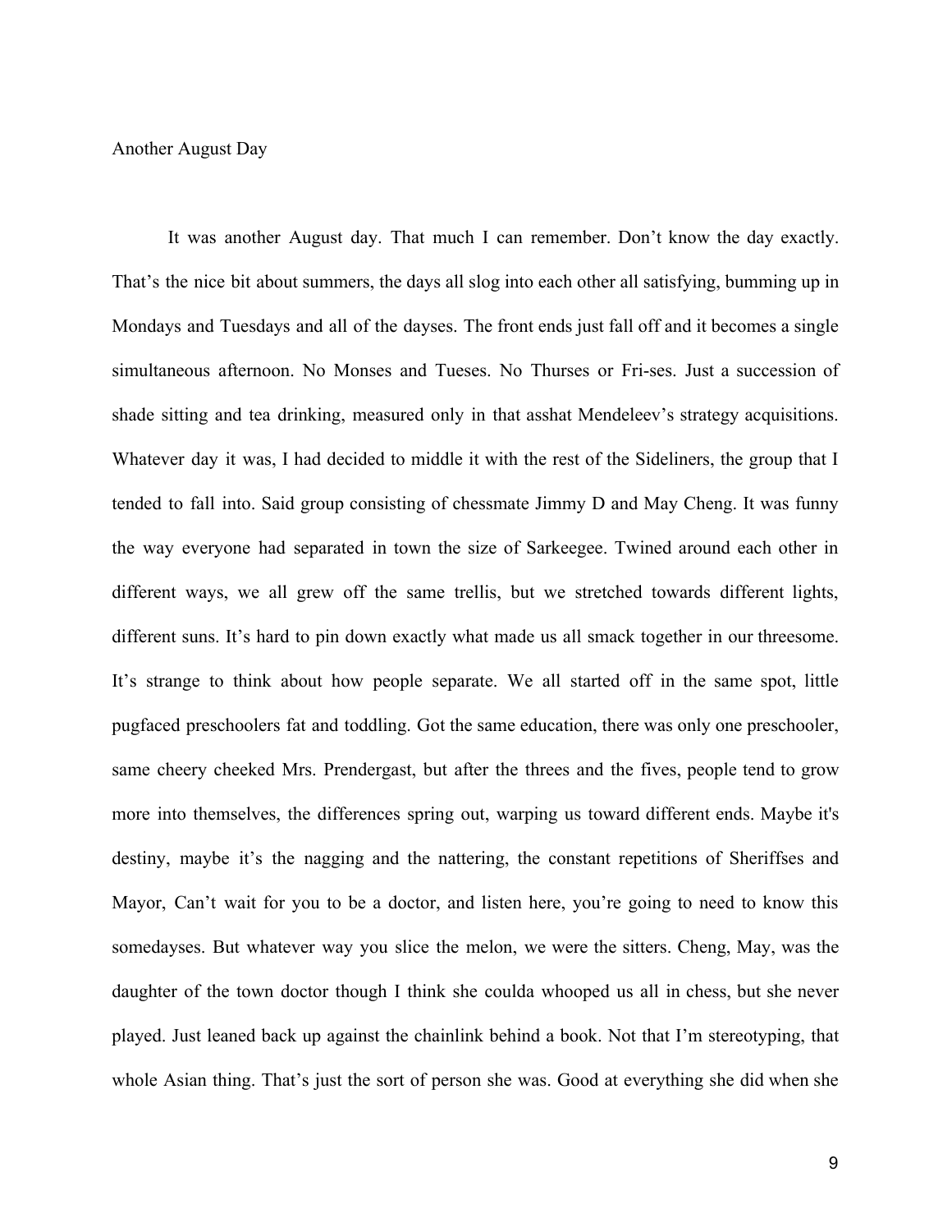Another August Day

It was another August day. That much I can remember. Don't know the day exactly. That's the nice bit about summers, the days all slog into each other all satisfying, bumming up in Mondays and Tuesdays and all of the dayses. The front ends just fall off and it becomes a single simultaneous afternoon. No Monses and Tueses. No Thurses or Fri-ses. Just a succession of shade sitting and tea drinking, measured only in that asshat Mendeleev's strategy acquisitions. Whatever day it was, I had decided to middle it with the rest of the Sideliners, the group that I tended to fall into. Said group consisting of chessmate Jimmy D and May Cheng. It was funny the way everyone had separated in town the size of Sarkeegee. Twined around each other in different ways, we all grew off the same trellis, but we stretched towards different lights, different suns. It's hard to pin down exactly what made us all smack together in our threesome. It's strange to think about how people separate. We all started off in the same spot, little pugfaced preschoolers fat and toddling. Got the same education, there was only one preschooler, same cheery cheeked Mrs. Prendergast, but after the threes and the fives, people tend to grow more into themselves, the differences spring out, warping us toward different ends. Maybe it's destiny, maybe it's the nagging and the nattering, the constant repetitions of Sheriffses and Mayor, Can't wait for you to be a doctor, and listen here, you're going to need to know this somedayses. But whatever way you slice the melon, we were the sitters. Cheng, May, was the daughter of the town doctor though I think she coulda whooped us all in chess, but she never played. Just leaned back up against the chainlink behind a book. Not that I'm stereotyping, that whole Asian thing. That's just the sort of person she was. Good at everything she did when she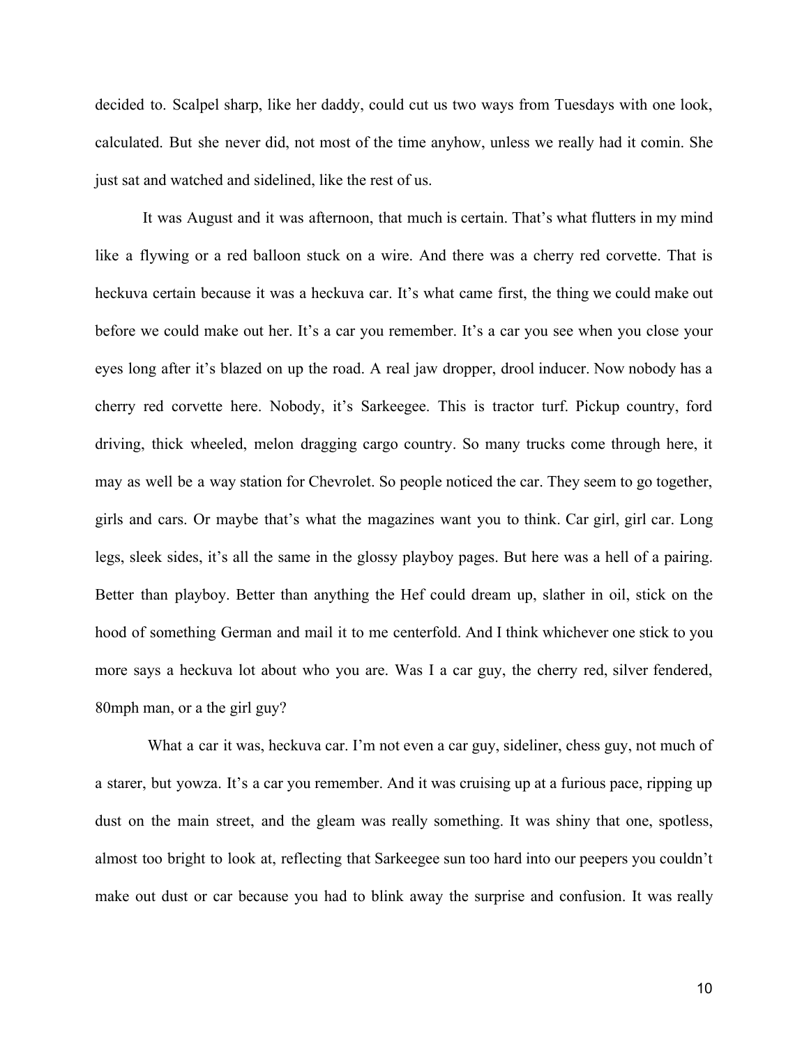decided to. Scalpel sharp, like her daddy, could cut us two ways from Tuesdays with one look, calculated. But she never did, not most of the time anyhow, unless we really had it comin. She just sat and watched and sidelined, like the rest of us.

It was August and it was afternoon, that much is certain. That's what flutters in my mind like a flywing or a red balloon stuck on a wire. And there was a cherry red corvette. That is heckuva certain because it was a heckuva car. It's what came first, the thing we could make out before we could make out her. It's a car you remember. It's a car you see when you close your eyes long after it's blazed on up the road. A real jaw dropper, drool inducer. Now nobody has a cherry red corvette here. Nobody, it's Sarkeegee. This is tractor turf. Pickup country, ford driving, thick wheeled, melon dragging cargo country. So many trucks come through here, it may as well be a way station for Chevrolet. So people noticed the car. They seem to go together, girls and cars. Or maybe that's what the magazines want you to think. Car girl, girl car. Long legs, sleek sides, it's all the same in the glossy playboy pages. But here was a hell of a pairing. Better than playboy. Better than anything the Hef could dream up, slather in oil, stick on the hood of something German and mail it to me centerfold. And I think whichever one stick to you more says a heckuva lot about who you are. Was I a car guy, the cherry red, silver fendered, 80mph man, or a the girl guy?

What a car it was, heckuva car. I'm not even a car guy, sideliner, chess guy, not much of a starer, but yowza. It's a car you remember. And it was cruising up at a furious pace, ripping up dust on the main street, and the gleam was really something. It was shiny that one, spotless, almost too bright to look at, reflecting that Sarkeegee sun too hard into our peepers you couldn't make out dust or car because you had to blink away the surprise and confusion. It was really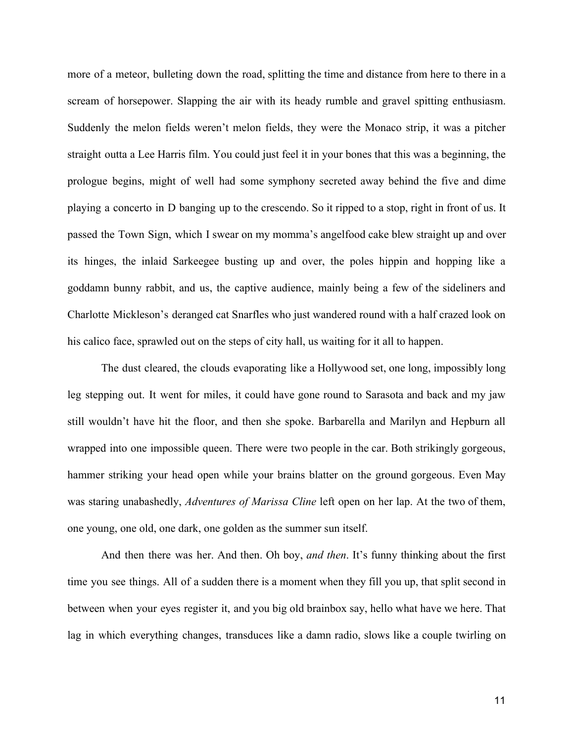more of a meteor, bulleting down the road, splitting the time and distance from here to there in a scream of horsepower. Slapping the air with its heady rumble and gravel spitting enthusiasm. Suddenly the melon fields weren't melon fields, they were the Monaco strip, it was a pitcher straight outta a Lee Harris film. You could just feel it in your bones that this was a beginning, the prologue begins, might of well had some symphony secreted away behind the five and dime playing a concerto in D banging up to the crescendo. So it ripped to a stop, right in front of us. It passed the Town Sign, which I swear on my momma's angelfood cake blew straight up and over its hinges, the inlaid Sarkeegee busting up and over, the poles hippin and hopping like a goddamn bunny rabbit, and us, the captive audience, mainly being a few of the sideliners and Charlotte Mickleson's deranged cat Snarfles who just wandered round with a half crazed look on his calico face, sprawled out on the steps of city hall, us waiting for it all to happen.

The dust cleared, the clouds evaporating like a Hollywood set, one long, impossibly long leg stepping out. It went for miles, it could have gone round to Sarasota and back and my jaw still wouldn't have hit the floor, and then she spoke. Barbarella and Marilyn and Hepburn all wrapped into one impossible queen. There were two people in the car. Both strikingly gorgeous, hammer striking your head open while your brains blatter on the ground gorgeous. Even May was staring unabashedly, *Adventures of Marissa Cline* left open on her lap. At the two of them, one young, one old, one dark, one golden as the summer sun itself.

And then there was her. And then. Oh boy, *and then*. It's funny thinking about the first time you see things. All of a sudden there is a moment when they fill you up, that split second in between when your eyes register it, and you big old brainbox say, hello what have we here. That lag in which everything changes, transduces like a damn radio, slows like a couple twirling on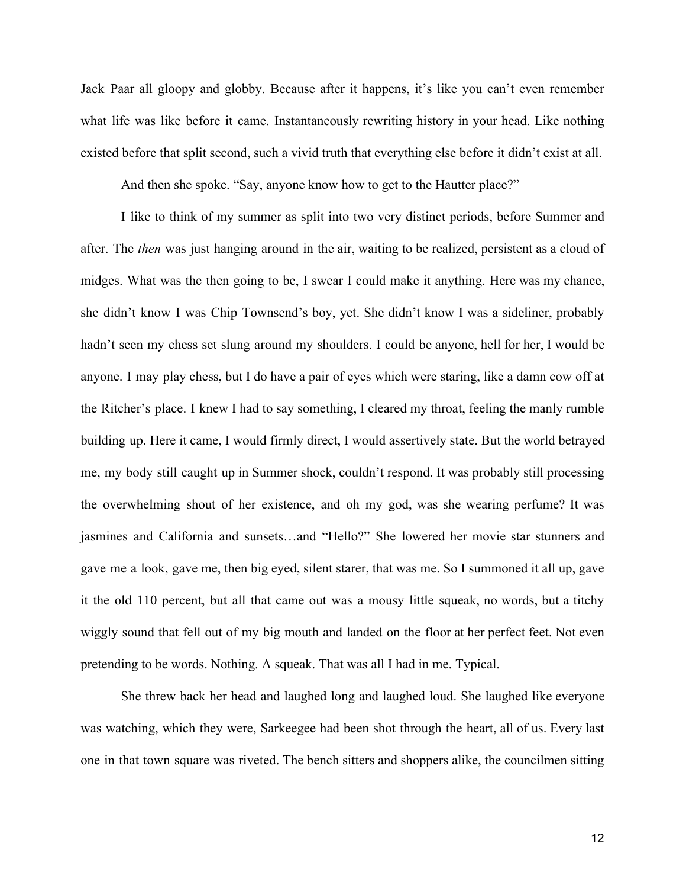Jack Paar all gloopy and globby. Because after it happens, it's like you can't even remember what life was like before it came. Instantaneously rewriting history in your head. Like nothing existed before that split second, such a vivid truth that everything else before it didn't exist at all.

And then she spoke. "Say, anyone know how to get to the Hautter place?"

I like to think of my summer as split into two very distinct periods, before Summer and after. The *then* was just hanging around in the air, waiting to be realized, persistent as a cloud of midges. What was the then going to be, I swear I could make it anything. Here was my chance, she didn't know I was Chip Townsend's boy, yet. She didn't know I was a sideliner, probably hadn't seen my chess set slung around my shoulders. I could be anyone, hell for her, I would be anyone. I may play chess, but I do have a pair of eyes which were staring, like a damn cow off at the Ritcher's place. I knew I had to say something, I cleared my throat, feeling the manly rumble building up. Here it came, I would firmly direct, I would assertively state. But the world betrayed me, my body still caught up in Summer shock, couldn't respond. It was probably still processing the overwhelming shout of her existence, and oh my god, was she wearing perfume? It was jasmines and California and sunsets…and "Hello?" She lowered her movie star stunners and gave me a look, gave me, then big eyed, silent starer, that was me. So I summoned it all up, gave it the old 110 percent, but all that came out was a mousy little squeak, no words, but a titchy wiggly sound that fell out of my big mouth and landed on the floor at her perfect feet. Not even pretending to be words. Nothing. A squeak. That was all I had in me. Typical.

She threw back her head and laughed long and laughed loud. She laughed like everyone was watching, which they were, Sarkeegee had been shot through the heart, all of us. Every last one in that town square was riveted. The bench sitters and shoppers alike, the councilmen sitting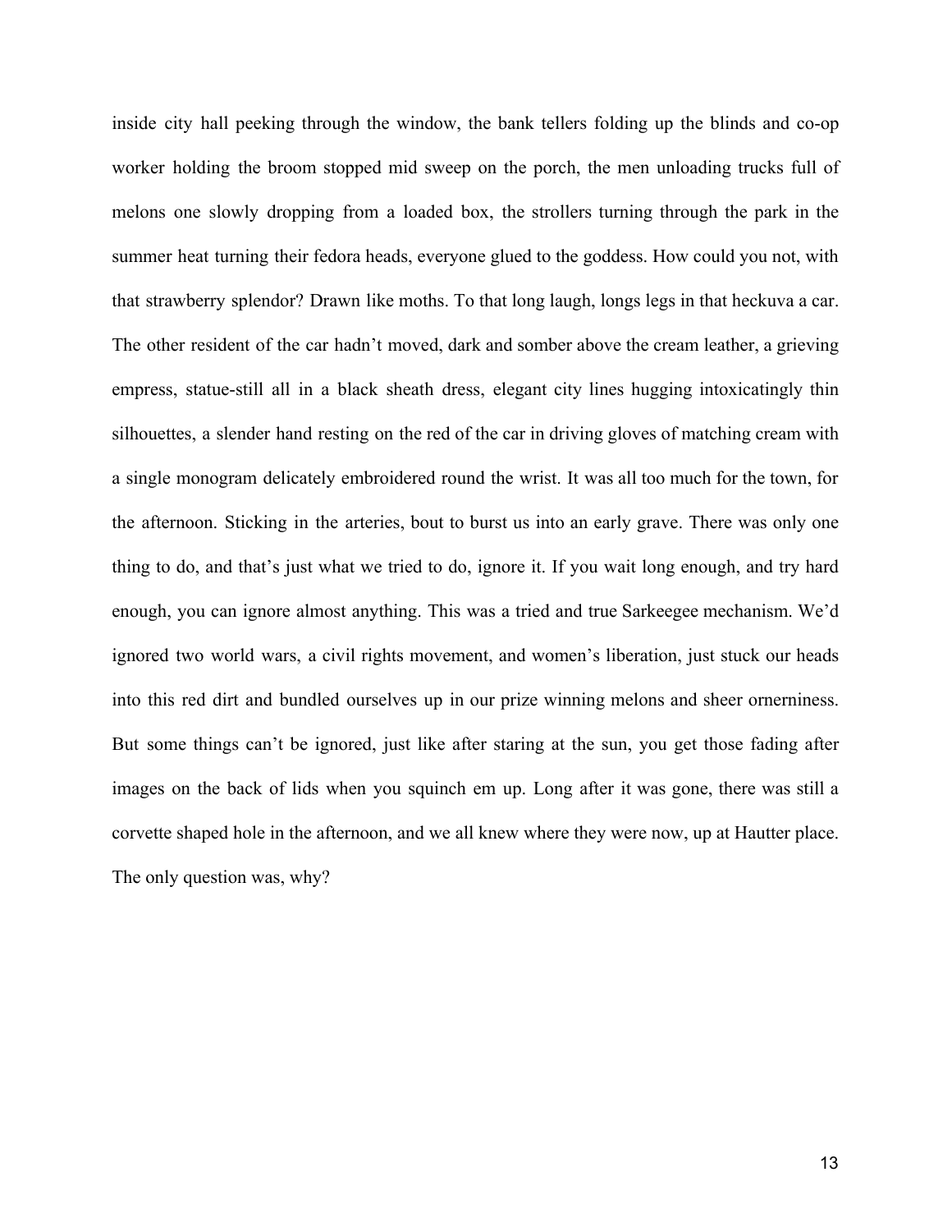inside city hall peeking through the window, the bank tellers folding up the blinds and co-op worker holding the broom stopped mid sweep on the porch, the men unloading trucks full of melons one slowly dropping from a loaded box, the strollers turning through the park in the summer heat turning their fedora heads, everyone glued to the goddess. How could you not, with that strawberry splendor? Drawn like moths. To that long laugh, longs legs in that heckuva a car. The other resident of the car hadn't moved, dark and somber above the cream leather, a grieving empress, statue-still all in a black sheath dress, elegant city lines hugging intoxicatingly thin silhouettes, a slender hand resting on the red of the car in driving gloves of matching cream with a single monogram delicately embroidered round the wrist. It was all too much for the town, for the afternoon. Sticking in the arteries, bout to burst us into an early grave. There was only one thing to do, and that's just what we tried to do, ignore it. If you wait long enough, and try hard enough, you can ignore almost anything. This was a tried and true Sarkeegee mechanism. We'd ignored two world wars, a civil rights movement, and women's liberation, just stuck our heads into this red dirt and bundled ourselves up in our prize winning melons and sheer orneriness. But some things can't be ignored, just like after staring at the sun, you get those fading after images on the back of lids when you squinch em up. Long after it was gone, there was still a corvette shaped hole in the afternoon, and we all knew where they were now, up at Hautter place. The only question was, why?